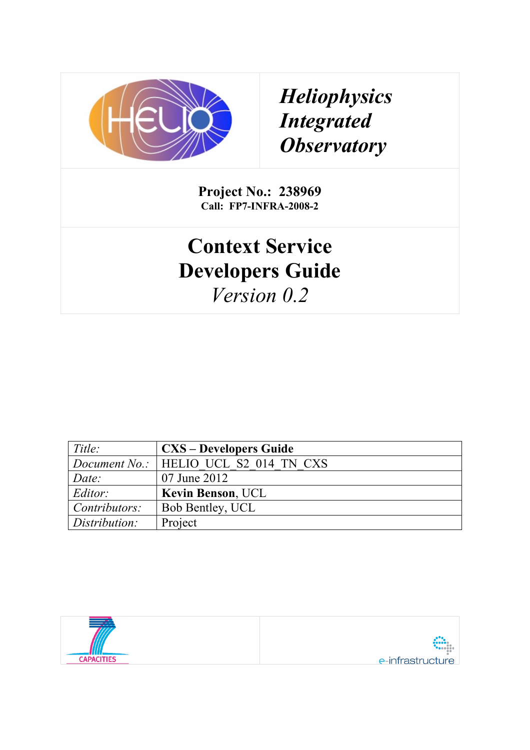***Heliophysics Integrated Observatory***

**Project No.: 238969**
**Call: FP7-INFRA-2008-2**

# Context Service Developers Guide

*Version 0.2*

| *Title:* | **CXS – Developers Guide** |
|---|---|
| *Document No.:* | HELIO_UCL_S2_014_TN_CXS |
| *Date:* | 07 June 2012 |
| *Editor:* | **Kevin Benson**, UCL |
| *Contributors:* | Bob Bentley, UCL |
| *Distribution:* | Project |

CAPACITIES

e-infrastructure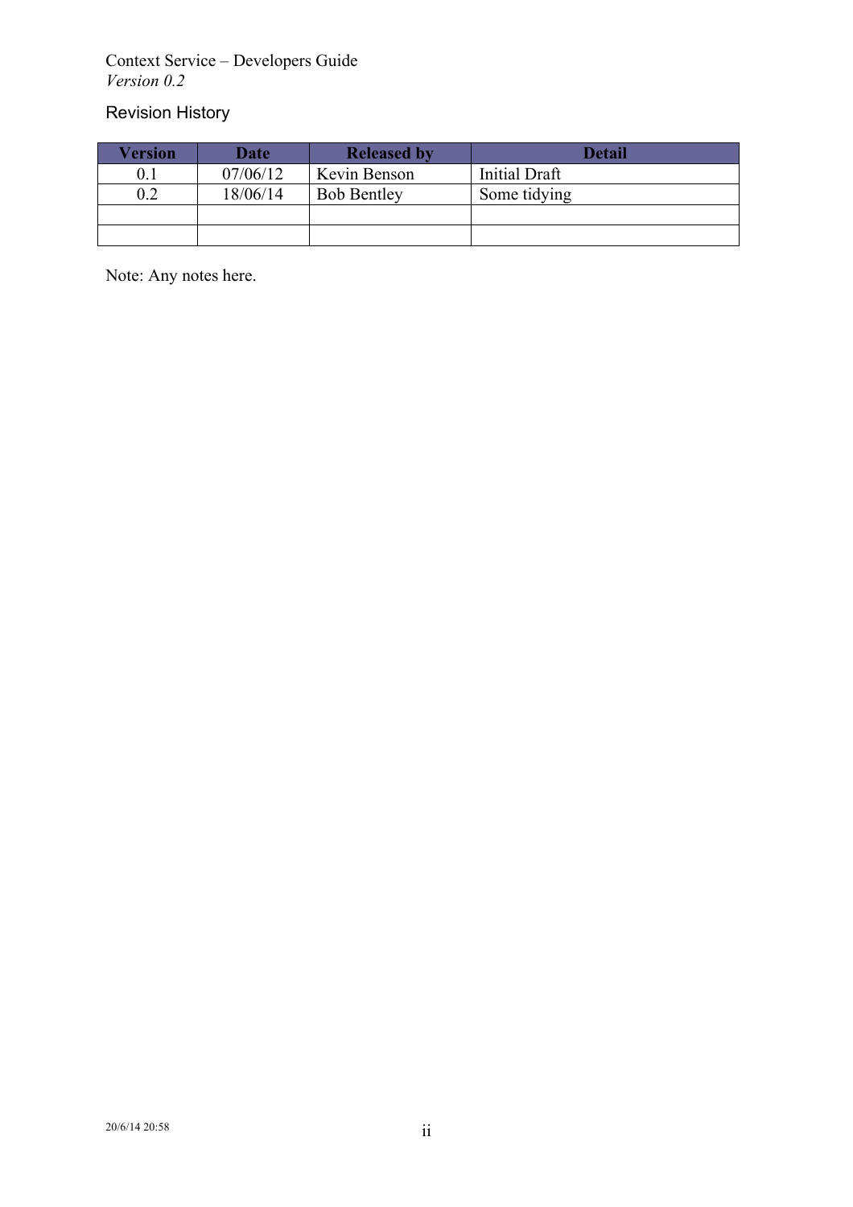Context Service – Developers Guide
*Version 0.2*

## Revision History

| Version | Date | Released by | Detail |
|---|---|---|---|
| 0.1 | 07/06/12 | Kevin Benson | Initial Draft |
| 0.2 | 18/06/14 | Bob Bentley | Some tidying |
| | | | |
| | | | |

Note: Any notes here.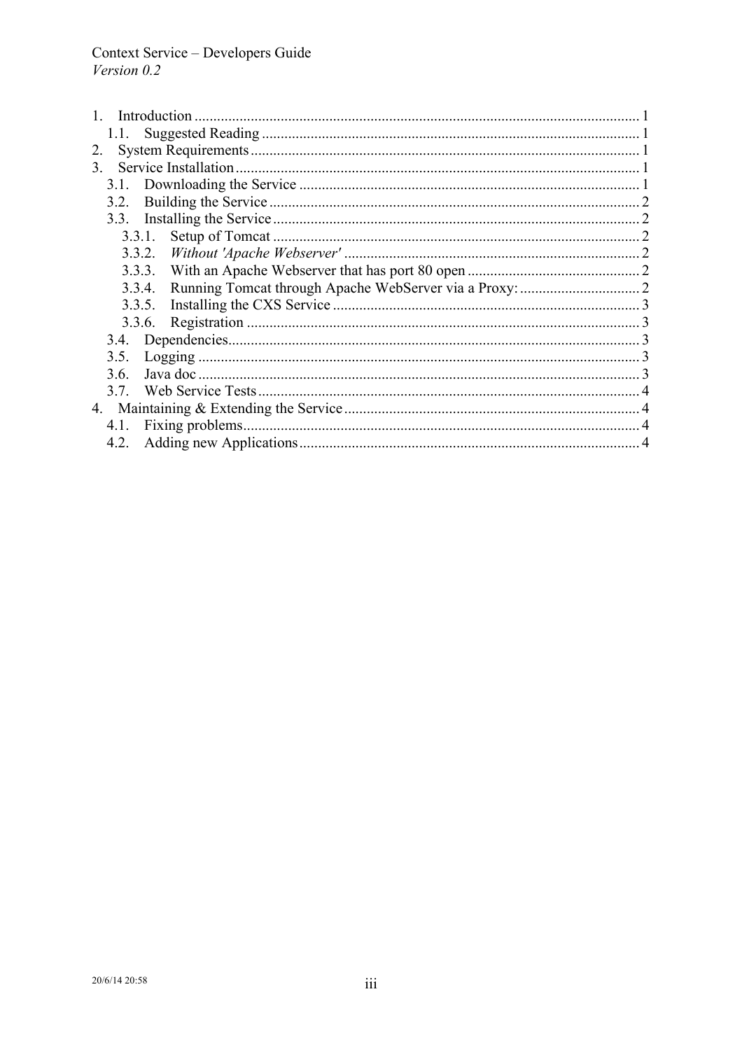Context Service – Developers Guide
*Version 0.2*

1. Introduction ..... 1
   1.1. Suggested Reading ..... 1
2. System Requirements ..... 1
3. Service Installation ..... 1
   3.1. Downloading the Service ..... 1
   3.2. Building the Service ..... 2
   3.3. Installing the Service ..... 2
      3.3.1. Setup of Tomcat ..... 2
      3.3.2. *Without 'Apache Webserver'* ..... 2
      3.3.3. With an Apache Webserver that has port 80 open ..... 2
      3.3.4. Running Tomcat through Apache WebServer via a Proxy: ..... 2
      3.3.5. Installing the CXS Service ..... 3
      3.3.6. Registration ..... 3
   3.4. Dependencies ..... 3
   3.5. Logging ..... 3
   3.6. Java doc ..... 3
   3.7. Web Service Tests ..... 4
4. Maintaining & Extending the Service ..... 4
   4.1. Fixing problems ..... 4
   4.2. Adding new Applications ..... 4

20/6/14 20:58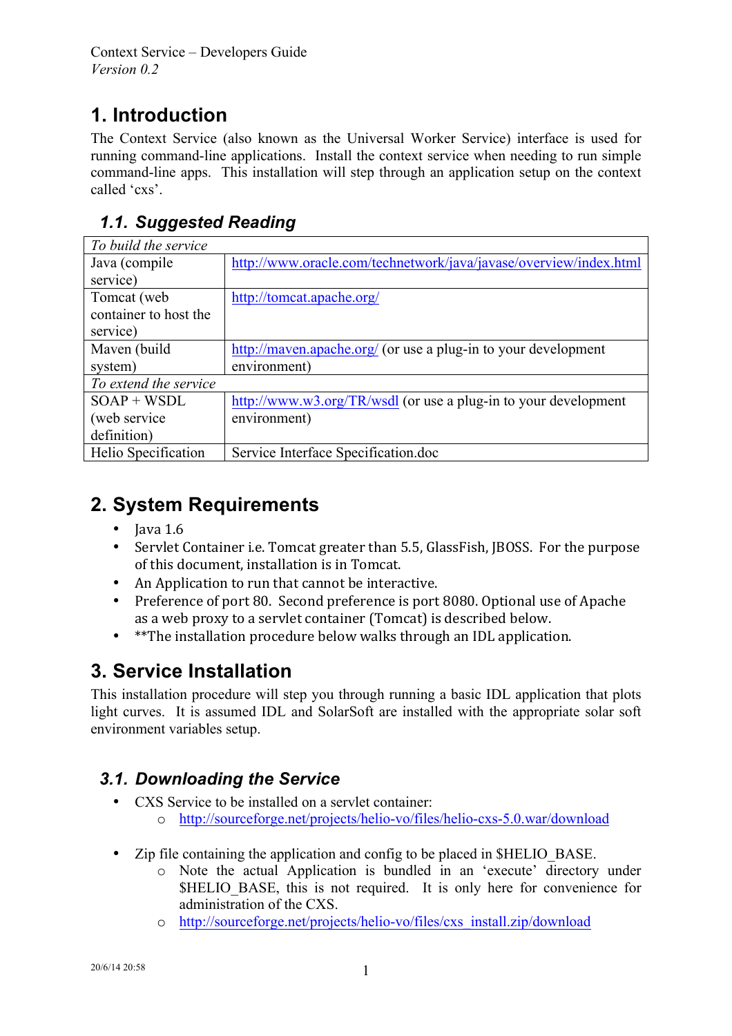Context Service – Developers Guide
*Version 0.2*

# 1. Introduction

The Context Service (also known as the Universal Worker Service) interface is used for running command-line applications. Install the context service when needing to run simple command-line apps. This installation will step through an application setup on the context called 'cxs'.

## 1.1. Suggested Reading

| *To build the service* | |
|---|---|
| Java (compile service) | http://www.oracle.com/technetwork/java/javase/overview/index.html |
| Tomcat (web container to host the service) | http://tomcat.apache.org/ |
| Maven (build system) | http://maven.apache.org/ (or use a plug-in to your development environment) |
| *To extend the service* | |
| SOAP + WSDL (web service definition) | http://www.w3.org/TR/wsdl (or use a plug-in to your development environment) |
| Helio Specification | Service Interface Specification.doc |

# 2. System Requirements

- Java 1.6
- Servlet Container i.e. Tomcat greater than 5.5, GlassFish, JBOSS. For the purpose of this document, installation is in Tomcat.
- An Application to run that cannot be interactive.
- Preference of port 80. Second preference is port 8080. Optional use of Apache as a web proxy to a servlet container (Tomcat) is described below.
- **The installation procedure below walks through an IDL application.

# 3. Service Installation

This installation procedure will step you through running a basic IDL application that plots light curves. It is assumed IDL and SolarSoft are installed with the appropriate solar soft environment variables setup.

## 3.1. Downloading the Service

- CXS Service to be installed on a servlet container:
  - http://sourceforge.net/projects/helio-vo/files/helio-cxs-5.0.war/download
- Zip file containing the application and config to be placed in $HELIO_BASE.
  - Note the actual Application is bundled in an 'execute' directory under $HELIO_BASE, this is not required. It is only here for convenience for administration of the CXS.
  - http://sourceforge.net/projects/helio-vo/files/cxs_install.zip/download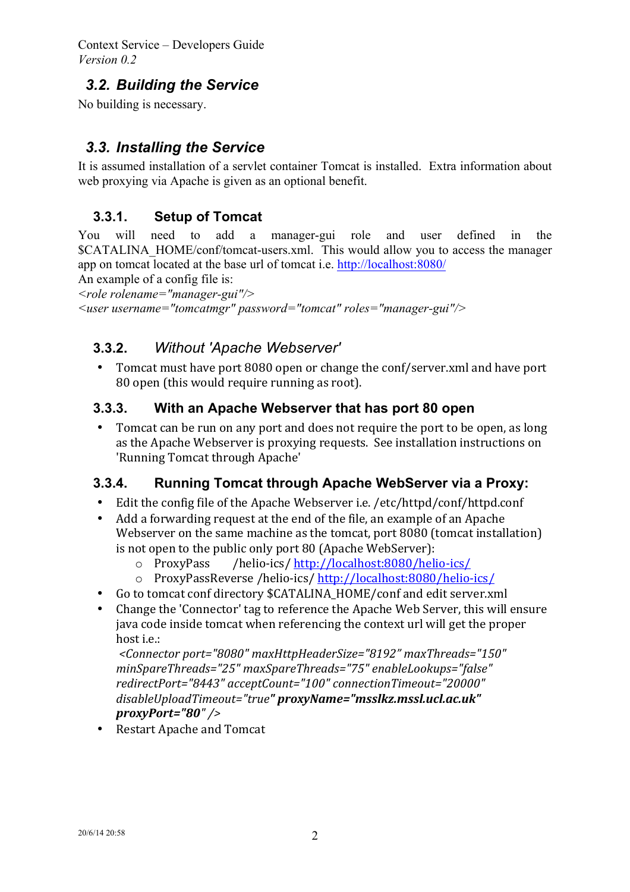## 3.2. Building the Service

No building is necessary.

## 3.3. Installing the Service

It is assumed installation of a servlet container Tomcat is installed. Extra information about web proxying via Apache is given as an optional benefit.

### 3.3.1. Setup of Tomcat

You will need to add a manager-gui role and user defined in the $CATALINA_HOME/conf/tomcat-users.xml. This would allow you to access the manager app on tomcat located at the base url of tomcat i.e. http://localhost:8080/

An example of a config file is:

*<role rolename="manager-gui"/>*
*<user username="tomcatmgr" password="tomcat" roles="manager-gui"/>*

### 3.3.2. *Without 'Apache Webserver'*

- Tomcat must have port 8080 open or change the conf/server.xml and have port 80 open (this would require running as root).

### 3.3.3. With an Apache Webserver that has port 80 open

- Tomcat can be run on any port and does not require the port to be open, as long as the Apache Webserver is proxying requests. See installation instructions on 'Running Tomcat through Apache'

### 3.3.4. Running Tomcat through Apache WebServer via a Proxy:

- Edit the config file of the Apache Webserver i.e. /etc/httpd/conf/httpd.conf
- Add a forwarding request at the end of the file, an example of an Apache Webserver on the same machine as the tomcat, port 8080 (tomcat installation) is not open to the public only port 80 (Apache WebServer):
  - ProxyPass /helio-ics/ http://localhost:8080/helio-ics/
  - ProxyPassReverse /helio-ics/ http://localhost:8080/helio-ics/
- Go to tomcat conf directory $CATALINA_HOME/conf and edit server.xml
- Change the 'Connector' tag to reference the Apache Web Server, this will ensure java code inside tomcat when referencing the context url will get the proper host i.e.:
  *<Connector port="8080" maxHttpHeaderSize="8192" maxThreads="150" minSpareThreads="25" maxSpareThreads="75" enableLookups="false" redirectPort="8443" acceptCount="100" connectionTimeout="20000" disableUploadTimeout="true"* ***proxyName="msslkz.mssl.ucl.ac.uk" proxyPort="80"*** */>*
- Restart Apache and Tomcat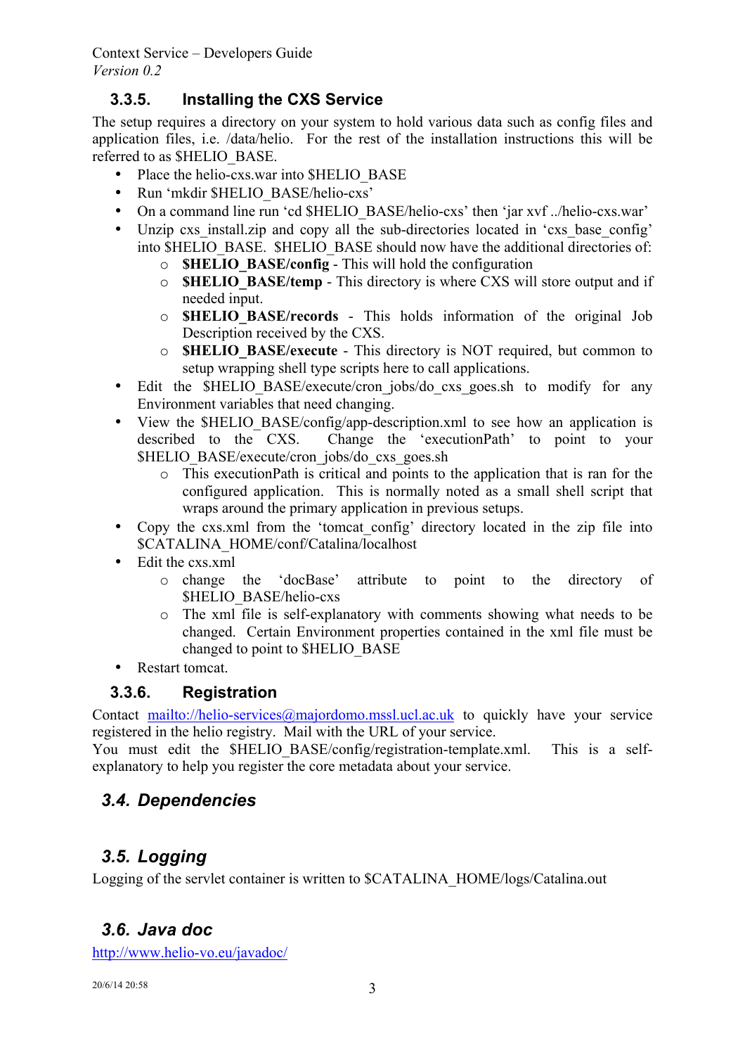### 3.3.5. Installing the CXS Service

The setup requires a directory on your system to hold various data such as config files and application files, i.e. /data/helio. For the rest of the installation instructions this will be referred to as $HELIO_BASE.

- Place the helio-cxs.war into $HELIO_BASE
- Run 'mkdir $HELIO_BASE/helio-cxs'
- On a command line run 'cd $HELIO_BASE/helio-cxs' then 'jar xvf ../helio-cxs.war'
- Unzip cxs_install.zip and copy all the sub-directories located in 'cxs_base_config' into $HELIO_BASE. $HELIO_BASE should now have the additional directories of:
  - **$HELIO_BASE/config** - This will hold the configuration
  - **$HELIO_BASE/temp** - This directory is where CXS will store output and if needed input.
  - **$HELIO_BASE/records** - This holds information of the original Job Description received by the CXS.
  - **$HELIO_BASE/execute** - This directory is NOT required, but common to setup wrapping shell type scripts here to call applications.
- Edit the $HELIO_BASE/execute/cron_jobs/do_cxs_goes.sh to modify for any Environment variables that need changing.
- View the $HELIO_BASE/config/app-description.xml to see how an application is described to the CXS. Change the 'executionPath' to point to your $HELIO_BASE/execute/cron_jobs/do_cxs_goes.sh
  - This executionPath is critical and points to the application that is ran for the configured application. This is normally noted as a small shell script that wraps around the primary application in previous setups.
- Copy the cxs.xml from the 'tomcat_config' directory located in the zip file into $CATALINA_HOME/conf/Catalina/localhost
- Edit the cxs.xml
  - change the 'docBase' attribute to point to the directory of $HELIO_BASE/helio-cxs
  - The xml file is self-explanatory with comments showing what needs to be changed. Certain Environment properties contained in the xml file must be changed to point to $HELIO_BASE
- Restart tomcat.

### 3.3.6. Registration

Contact mailto://helio-services@majordomo.mssl.ucl.ac.uk to quickly have your service registered in the helio registry. Mail with the URL of your service.
You must edit the $HELIO_BASE/config/registration-template.xml. This is a self-explanatory to help you register the core metadata about your service.

## *3.4. Dependencies*

## *3.5. Logging*

Logging of the servlet container is written to $CATALINA_HOME/logs/Catalina.out

## *3.6. Java doc*

http://www.helio-vo.eu/javadoc/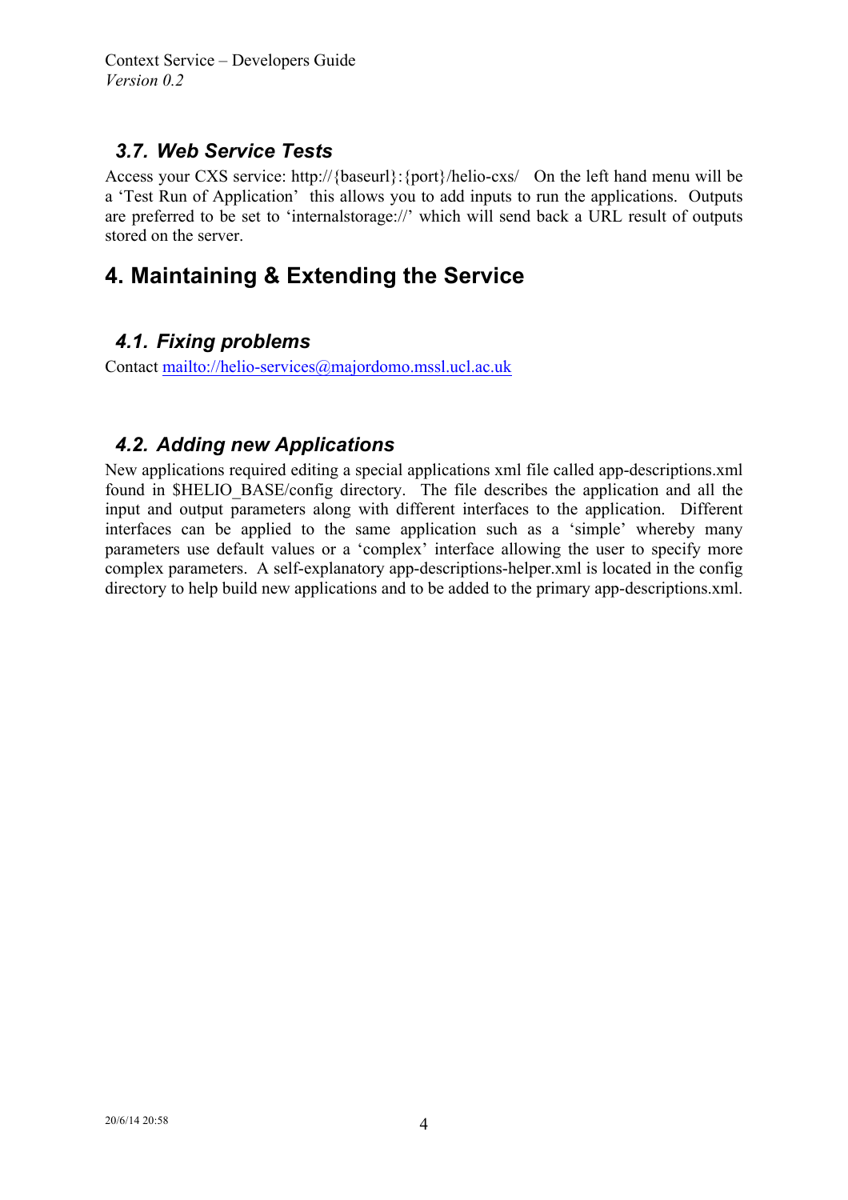### 3.7. Web Service Tests

Access your CXS service: http://{baseurl}:{port}/helio-cxs/ On the left hand menu will be a 'Test Run of Application' this allows you to add inputs to run the applications. Outputs are preferred to be set to 'internalstorage://' which will send back a URL result of outputs stored on the server.

## 4. Maintaining & Extending the Service

### 4.1. Fixing problems

Contact [mailto://helio-services@majordomo.mssl.ucl.ac.uk](mailto://helio-services@majordomo.mssl.ucl.ac.uk)

### 4.2. Adding new Applications

New applications required editing a special applications xml file called app-descriptions.xml found in $HELIO_BASE/config directory. The file describes the application and all the input and output parameters along with different interfaces to the application. Different interfaces can be applied to the same application such as a 'simple' whereby many parameters use default values or a 'complex' interface allowing the user to specify more complex parameters. A self-explanatory app-descriptions-helper.xml is located in the config directory to help build new applications and to be added to the primary app-descriptions.xml.